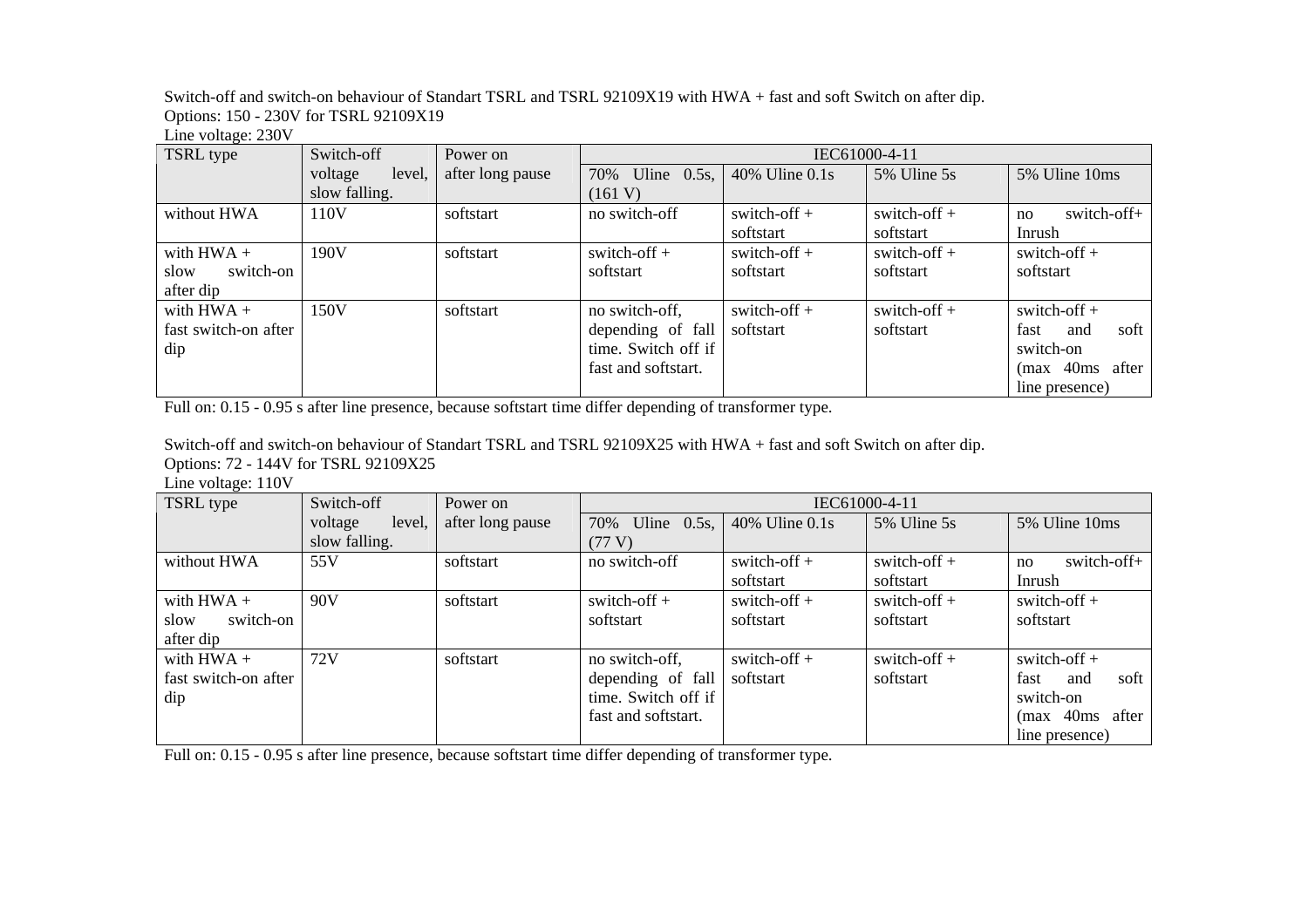Switch-off and switch-on behaviour of Standart TSRL and TSRL 92109X19 with HWA + fast and soft Switch on after dip.
Options: 150 - 230V for TSRL 92109X19
Line voltage: 230V

| TSRL type | Switch-off voltage level, slow falling. | Power on after long pause | IEC61000-4-11 | | | |
|---|---|---|---|---|---|---|
| | | | 70% Uline 0.5s, (161 V) | 40% Uline 0.1s | 5% Uline 5s | 5% Uline 10ms |
| without HWA | 110V | softstart | no switch-off | switch-off + softstart | switch-off + softstart | no switch-off+ Inrush |
| with HWA + slow switch-on after dip | 190V | softstart | switch-off + softstart | switch-off + softstart | switch-off + softstart | switch-off + softstart |
| with HWA + fast switch-on after dip | 150V | softstart | no switch-off, depending of fall time. Switch off if fast and softstart. | switch-off + softstart | switch-off + softstart | switch-off + fast and soft switch-on (max 40ms after line presence) |

Full on: 0.15 - 0.95 s after line presence, because softstart time differ depending of transformer type.

Switch-off and switch-on behaviour of Standart TSRL and TSRL 92109X25 with HWA + fast and soft Switch on after dip.
Options: 72 - 144V for TSRL 92109X25
Line voltage: 110V

| TSRL type | Switch-off voltage level, slow falling. | Power on after long pause | IEC61000-4-11 | | | |
|---|---|---|---|---|---|---|
| | | | 70% Uline 0.5s, (77 V) | 40% Uline 0.1s | 5% Uline 5s | 5% Uline 10ms |
| without HWA | 55V | softstart | no switch-off | switch-off + softstart | switch-off + softstart | no switch-off+ Inrush |
| with HWA + slow switch-on after dip | 90V | softstart | switch-off + softstart | switch-off + softstart | switch-off + softstart | switch-off + softstart |
| with HWA + fast switch-on after dip | 72V | softstart | no switch-off, depending of fall time. Switch off if fast and softstart. | switch-off + softstart | switch-off + softstart | switch-off + fast and soft switch-on (max 40ms after line presence) |

Full on: 0.15 - 0.95 s after line presence, because softstart time differ depending of transformer type.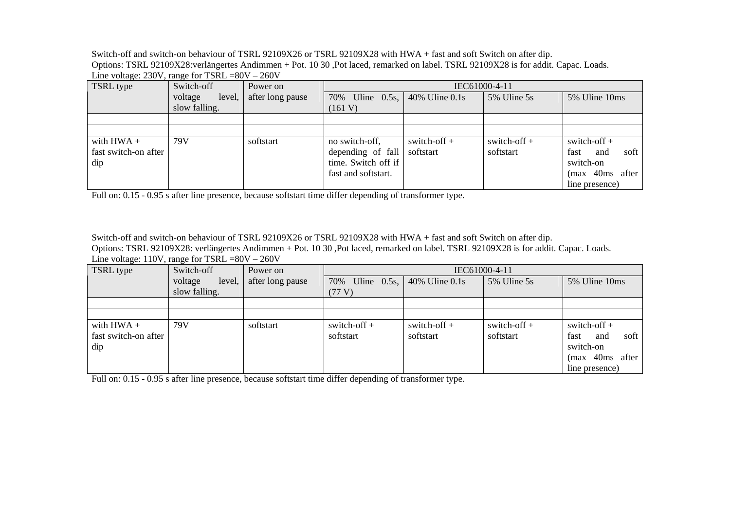Switch-off and switch-on behaviour of TSRL 92109X26 or TSRL 92109X28 with HWA + fast and soft Switch on after dip.
Options: TSRL 92109X28:verlängertes Andimmen + Pot. 10 30 ,Pot laced, remarked on label. TSRL 92109X28 is for addit. Capac. Loads.
Line voltage: 230V, range for TSRL =80V – 260V

| TSRL type | Switch-off voltage level, slow falling. | Power on after long pause | IEC61000-4-11 | | | |
|---|---|---|---|---|---|---|
| | | | 70% Uline 0.5s, (161 V) | 40% Uline 0.1s | 5% Uline 5s | 5% Uline 10ms |
| | | | | | | |
| | | | | | | |
| with HWA + fast switch-on after dip | 79V | softstart | no switch-off, depending of fall time. Switch off if fast and softstart. | switch-off + softstart | switch-off + softstart | switch-off + fast and soft switch-on (max 40ms after line presence) |

Full on: 0.15 - 0.95 s after line presence, because softstart time differ depending of transformer type.

Switch-off and switch-on behaviour of TSRL 92109X26 or TSRL 92109X28 with HWA + fast and soft Switch on after dip.
Options: TSRL 92109X28: verlängertes Andimmen + Pot. 10 30 ,Pot laced, remarked on label. TSRL 92109X28 is for addit. Capac. Loads.
Line voltage: 110V, range for TSRL =80V – 260V

| TSRL type | Switch-off voltage level, slow falling. | Power on after long pause | IEC61000-4-11 | | | |
|---|---|---|---|---|---|---|
| | | | 70% Uline 0.5s, (77 V) | 40% Uline 0.1s | 5% Uline 5s | 5% Uline 10ms |
| | | | | | | |
| | | | | | | |
| with HWA + fast switch-on after dip | 79V | softstart | switch-off + softstart | switch-off + softstart | switch-off + softstart | switch-off + fast and soft switch-on (max 40ms after line presence) |

Full on: 0.15 - 0.95 s after line presence, because softstart time differ depending of transformer type.